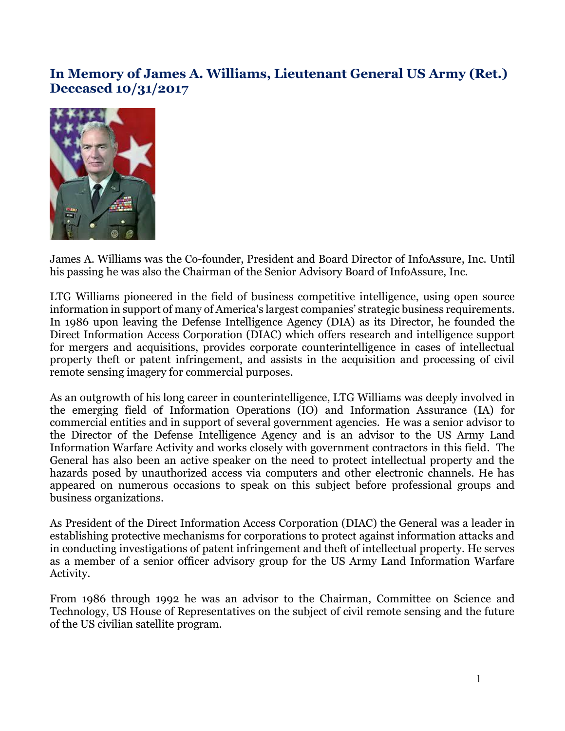# In Memory of James A. Williams, Lieutenant General US Army (Ret.) Deceased 10/31/2017

James A. Williams was the Co-founder, President and Board Director of InfoAssure, Inc. Until his passing he was also the Chairman of the Senior Advisory Board of InfoAssure, Inc.

LTG Williams pioneered in the field of business competitive intelligence, using open source information in support of many of America's largest companies' strategic business requirements. In 1986 upon leaving the Defense Intelligence Agency (DIA) as its Director, he founded the Direct Information Access Corporation (DIAC) which offers research and intelligence support for mergers and acquisitions, provides corporate counterintelligence in cases of intellectual property theft or patent infringement, and assists in the acquisition and processing of civil remote sensing imagery for commercial purposes.

As an outgrowth of his long career in counterintelligence, LTG Williams was deeply involved in the emerging field of Information Operations (IO) and Information Assurance (IA) for commercial entities and in support of several government agencies. He was a senior advisor to the Director of the Defense Intelligence Agency and is an advisor to the US Army Land Information Warfare Activity and works closely with government contractors in this field. The General has also been an active speaker on the need to protect intellectual property and the hazards posed by unauthorized access via computers and other electronic channels. He has appeared on numerous occasions to speak on this subject before professional groups and business organizations.

As President of the Direct Information Access Corporation (DIAC) the General was a leader in establishing protective mechanisms for corporations to protect against information attacks and in conducting investigations of patent infringement and theft of intellectual property. He serves as a member of a senior officer advisory group for the US Army Land Information Warfare Activity.

From 1986 through 1992 he was an advisor to the Chairman, Committee on Science and Technology, US House of Representatives on the subject of civil remote sensing and the future of the US civilian satellite program.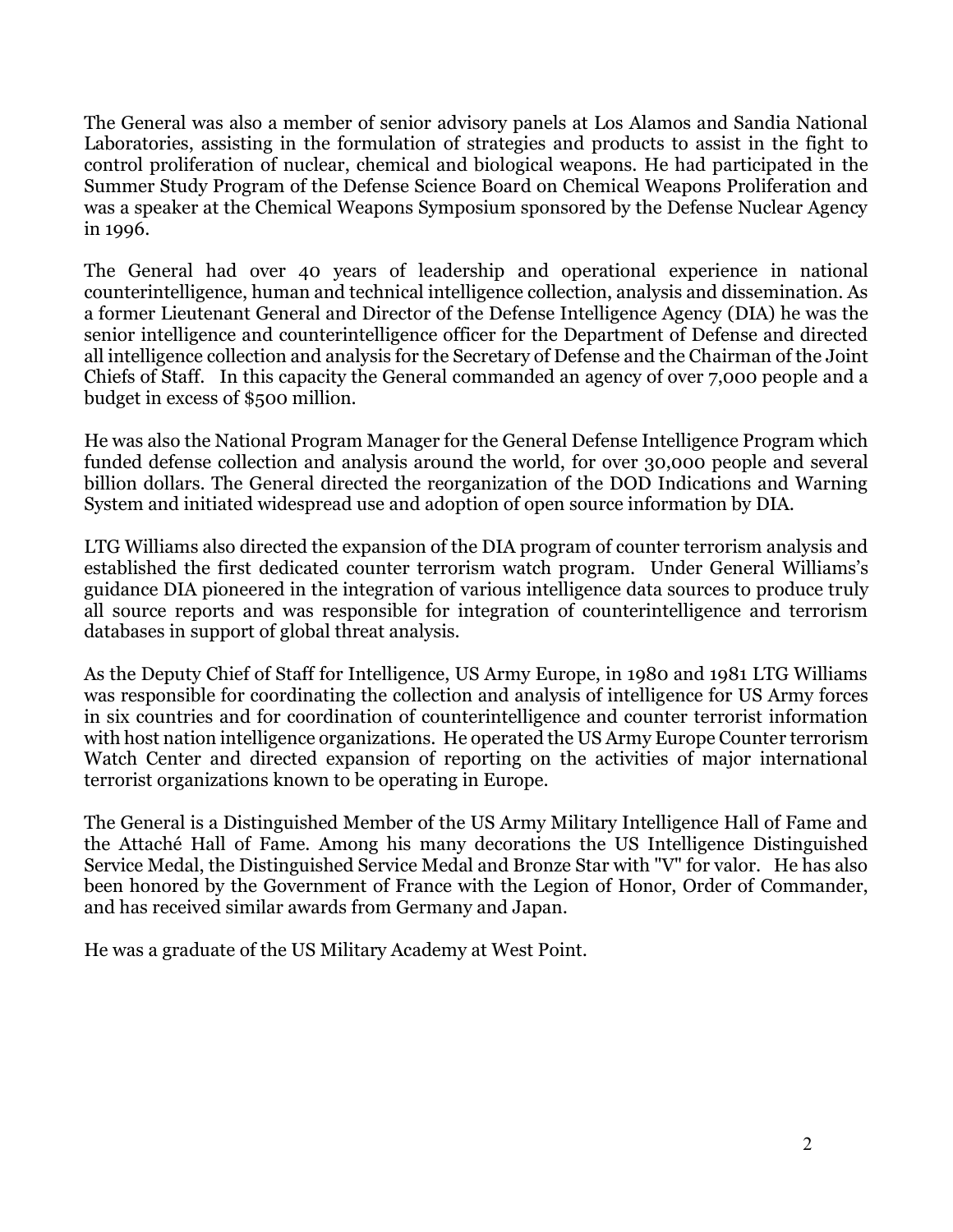The General was also a member of senior advisory panels at Los Alamos and Sandia National Laboratories, assisting in the formulation of strategies and products to assist in the fight to control proliferation of nuclear, chemical and biological weapons. He had participated in the Summer Study Program of the Defense Science Board on Chemical Weapons Proliferation and was a speaker at the Chemical Weapons Symposium sponsored by the Defense Nuclear Agency in 1996.

The General had over 40 years of leadership and operational experience in national counterintelligence, human and technical intelligence collection, analysis and dissemination. As a former Lieutenant General and Director of the Defense Intelligence Agency (DIA) he was the senior intelligence and counterintelligence officer for the Department of Defense and directed all intelligence collection and analysis for the Secretary of Defense and the Chairman of the Joint Chiefs of Staff. In this capacity the General commanded an agency of over 7,000 people and a budget in excess of $500 million.

He was also the National Program Manager for the General Defense Intelligence Program which funded defense collection and analysis around the world, for over 30,000 people and several billion dollars. The General directed the reorganization of the DOD Indications and Warning System and initiated widespread use and adoption of open source information by DIA.

LTG Williams also directed the expansion of the DIA program of counter terrorism analysis and established the first dedicated counter terrorism watch program. Under General Williams's guidance DIA pioneered in the integration of various intelligence data sources to produce truly all source reports and was responsible for integration of counterintelligence and terrorism databases in support of global threat analysis.

As the Deputy Chief of Staff for Intelligence, US Army Europe, in 1980 and 1981 LTG Williams was responsible for coordinating the collection and analysis of intelligence for US Army forces in six countries and for coordination of counterintelligence and counter terrorist information with host nation intelligence organizations. He operated the US Army Europe Counter terrorism Watch Center and directed expansion of reporting on the activities of major international terrorist organizations known to be operating in Europe.

The General is a Distinguished Member of the US Army Military Intelligence Hall of Fame and the Attaché Hall of Fame. Among his many decorations the US Intelligence Distinguished Service Medal, the Distinguished Service Medal and Bronze Star with "V" for valor. He has also been honored by the Government of France with the Legion of Honor, Order of Commander, and has received similar awards from Germany and Japan.

He was a graduate of the US Military Academy at West Point.